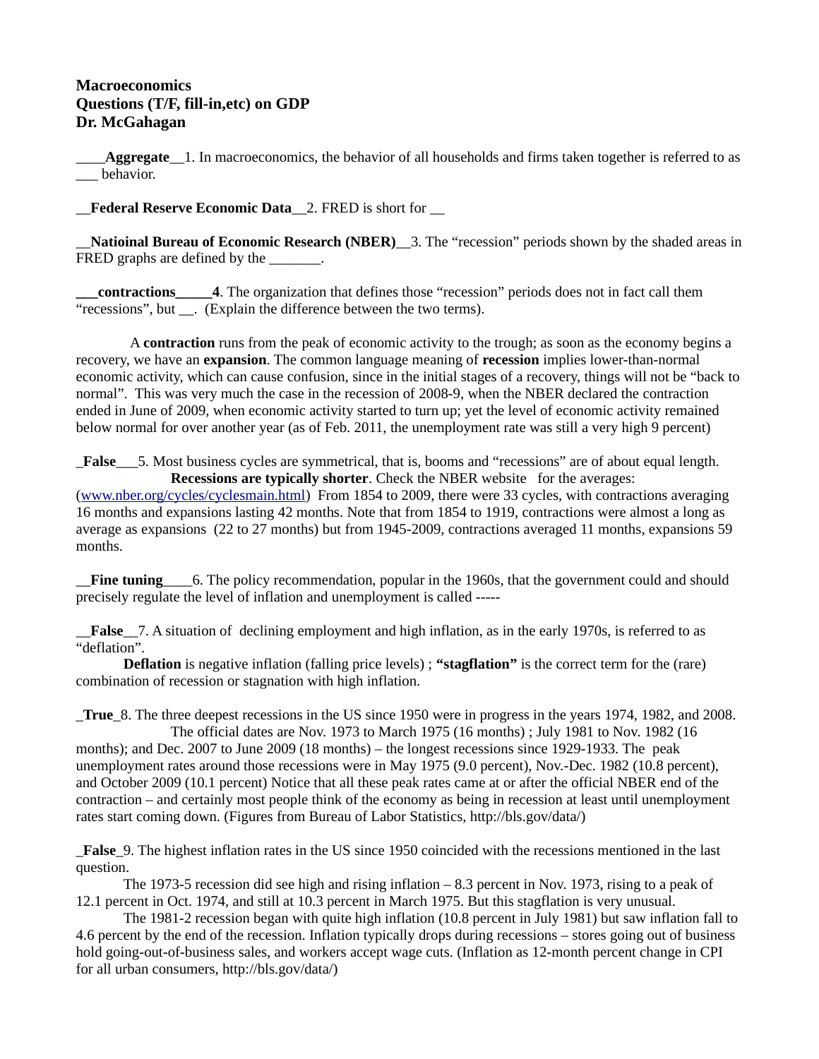**Macroeconomics**
**Questions (T/F, fill-in,etc) on GDP**
**Dr. McGahagan**

____**Aggregate**__1. In macroeconomics, the behavior of all households and firms taken together is referred to as ___ behavior.

__**Federal Reserve Economic Data**__2. FRED is short for __

__**Natioinal Bureau of Economic Research (NBER)**__3. The "recession" periods shown by the shaded areas in FRED graphs are defined by the _______.

**___contractions_____4**. The organization that defines those "recession" periods does not in fact call them "recessions", but __. (Explain the difference between the two terms).

A **contraction** runs from the peak of economic activity to the trough; as soon as the economy begins a recovery, we have an **expansion**. The common language meaning of **recession** implies lower-than-normal economic activity, which can cause confusion, since in the initial stages of a recovery, things will not be "back to normal". This was very much the case in the recession of 2008-9, when the NBER declared the contraction ended in June of 2009, when economic activity started to turn up; yet the level of economic activity remained below normal for over another year (as of Feb. 2011, the unemployment rate was still a very high 9 percent)

_**False**___5. Most business cycles are symmetrical, that is, booms and "recessions" are of about equal length.
**Recessions are typically shorter**. Check the NBER website for the averages: (www.nber.org/cycles/cyclesmain.html) From 1854 to 2009, there were 33 cycles, with contractions averaging 16 months and expansions lasting 42 months. Note that from 1854 to 1919, contractions were almost a long as average as expansions (22 to 27 months) but from 1945-2009, contractions averaged 11 months, expansions 59 months.

__**Fine tuning**____6. The policy recommendation, popular in the 1960s, that the government could and should precisely regulate the level of inflation and unemployment is called -----

__**False**__7. A situation of declining employment and high inflation, as in the early 1970s, is referred to as "deflation".
**Deflation** is negative inflation (falling price levels) ; **"stagflation"** is the correct term for the (rare) combination of recession or stagnation with high inflation.

_**True**_8. The three deepest recessions in the US since 1950 were in progress in the years 1974, 1982, and 2008.
The official dates are Nov. 1973 to March 1975 (16 months) ; July 1981 to Nov. 1982 (16 months); and Dec. 2007 to June 2009 (18 months) – the longest recessions since 1929-1933. The peak unemployment rates around those recessions were in May 1975 (9.0 percent), Nov.-Dec. 1982 (10.8 percent), and October 2009 (10.1 percent) Notice that all these peak rates came at or after the official NBER end of the contraction – and certainly most people think of the economy as being in recession at least until unemployment rates start coming down. (Figures from Bureau of Labor Statistics, http://bls.gov/data/)

_**False**_9. The highest inflation rates in the US since 1950 coincided with the recessions mentioned in the last question.
The 1973-5 recession did see high and rising inflation – 8.3 percent in Nov. 1973, rising to a peak of 12.1 percent in Oct. 1974, and still at 10.3 percent in March 1975. But this stagflation is very unusual.
The 1981-2 recession began with quite high inflation (10.8 percent in July 1981) but saw inflation fall to 4.6 percent by the end of the recession. Inflation typically drops during recessions – stores going out of business hold going-out-of-business sales, and workers accept wage cuts. (Inflation as 12-month percent change in CPI for all urban consumers, http://bls.gov/data/)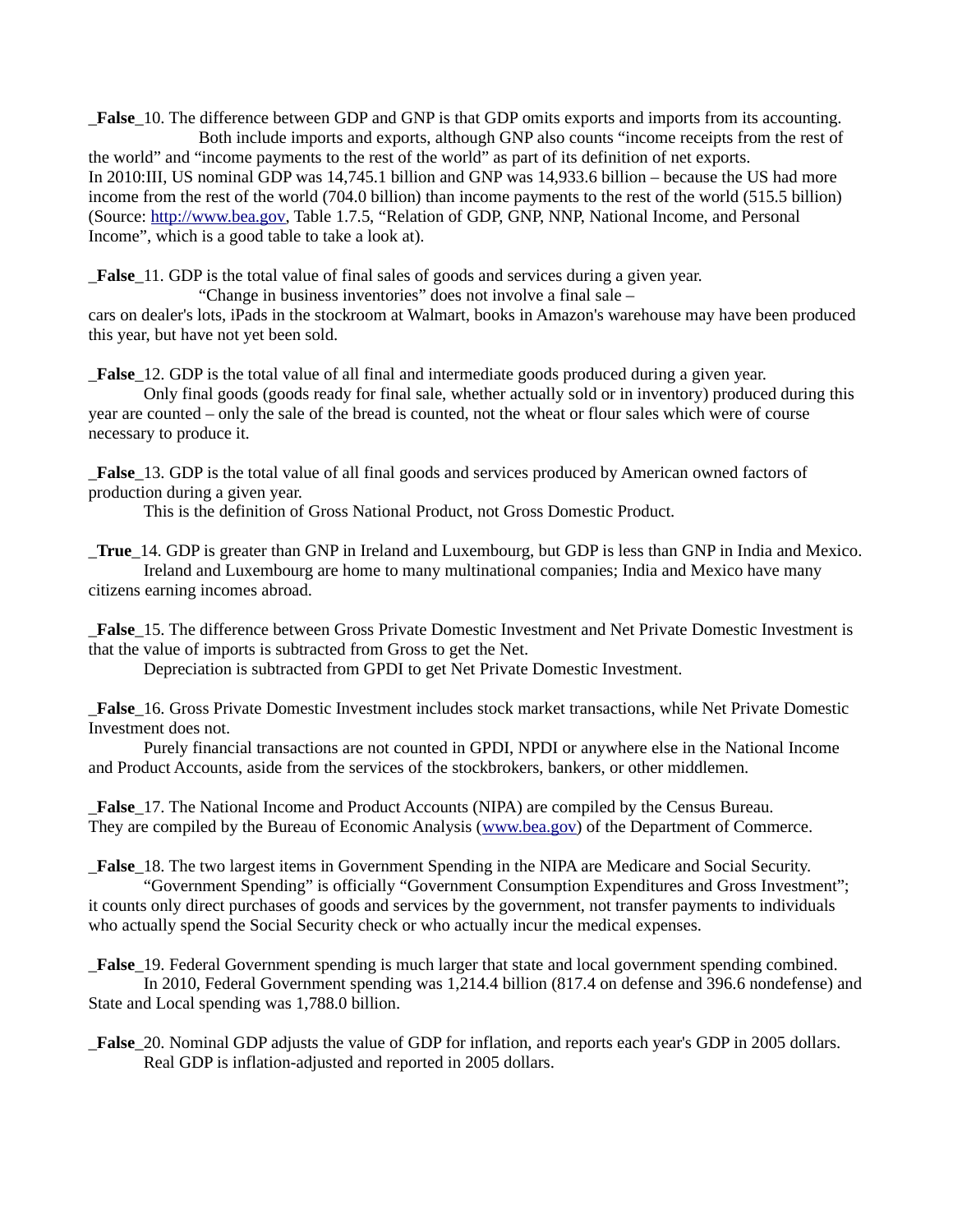_**False**_10. The difference between GDP and GNP is that GDP omits exports and imports from its accounting.
Both include imports and exports, although GNP also counts "income receipts from the rest of the world" and "income payments to the rest of the world" as part of its definition of net exports.
In 2010:III, US nominal GDP was 14,745.1 billion and GNP was 14,933.6 billion – because the US had more income from the rest of the world (704.0 billion) than income payments to the rest of the world (515.5 billion) (Source: [http://www.bea.gov](http://www.bea.gov), Table 1.7.5, "Relation of GDP, GNP, NNP, National Income, and Personal Income", which is a good table to take a look at).

_**False**_11. GDP is the total value of final sales of goods and services during a given year.
"Change in business inventories" does not involve a final sale – cars on dealer's lots, iPads in the stockroom at Walmart, books in Amazon's warehouse may have been produced this year, but have not yet been sold.

_**False**_12. GDP is the total value of all final and intermediate goods produced during a given year.
Only final goods (goods ready for final sale, whether actually sold or in inventory) produced during this year are counted – only the sale of the bread is counted, not the wheat or flour sales which were of course necessary to produce it.

_**False**_13. GDP is the total value of all final goods and services produced by American owned factors of production during a given year.
This is the definition of Gross National Product, not Gross Domestic Product.

_**True**_14. GDP is greater than GNP in Ireland and Luxembourg, but GDP is less than GNP in India and Mexico.
Ireland and Luxembourg are home to many multinational companies; India and Mexico have many citizens earning incomes abroad.

_**False**_15. The difference between Gross Private Domestic Investment and Net Private Domestic Investment is that the value of imports is subtracted from Gross to get the Net.
Depreciation is subtracted from GPDI to get Net Private Domestic Investment.

_**False**_16. Gross Private Domestic Investment includes stock market transactions, while Net Private Domestic Investment does not.
Purely financial transactions are not counted in GPDI, NPDI or anywhere else in the National Income and Product Accounts, aside from the services of the stockbrokers, bankers, or other middlemen.

_**False**_17. The National Income and Product Accounts (NIPA) are compiled by the Census Bureau.
They are compiled by the Bureau of Economic Analysis ([www.bea.gov](http://www.bea.gov)) of the Department of Commerce.

_**False**_18. The two largest items in Government Spending in the NIPA are Medicare and Social Security.
"Government Spending" is officially "Government Consumption Expenditures and Gross Investment"; it counts only direct purchases of goods and services by the government, not transfer payments to individuals who actually spend the Social Security check or who actually incur the medical expenses.

_**False**_19. Federal Government spending is much larger that state and local government spending combined.
In 2010, Federal Government spending was 1,214.4 billion (817.4 on defense and 396.6 nondefense) and State and Local spending was 1,788.0 billion.

_**False**_20. Nominal GDP adjusts the value of GDP for inflation, and reports each year's GDP in 2005 dollars.
Real GDP is inflation-adjusted and reported in 2005 dollars.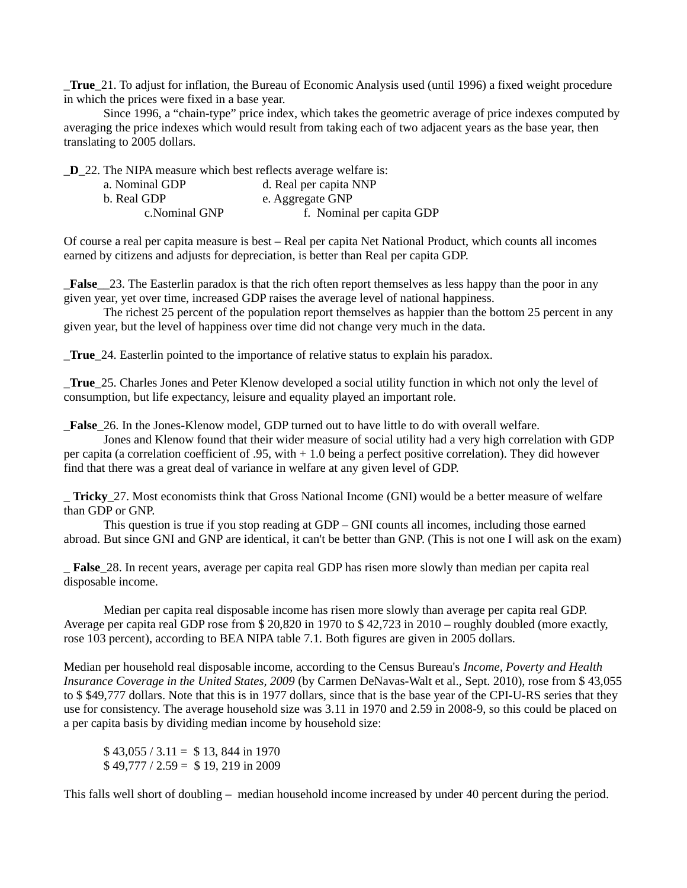_**True**_21. To adjust for inflation, the Bureau of Economic Analysis used (until 1996) a fixed weight procedure in which the prices were fixed in a base year.

Since 1996, a "chain-type" price index, which takes the geometric average of price indexes computed by averaging the price indexes which would result from taking each of two adjacent years as the base year, then translating to 2005 dollars.

_**D**_22. The NIPA measure which best reflects average welfare is:

a. Nominal GDP d. Real per capita NNP
b. Real GDP e. Aggregate GNP
c.Nominal GNP f. Nominal per capita GDP

Of course a real per capita measure is best – Real per capita Net National Product, which counts all incomes earned by citizens and adjusts for depreciation, is better than Real per capita GDP.

_**False**__23. The Easterlin paradox is that the rich often report themselves as less happy than the poor in any given year, yet over time, increased GDP raises the average level of national happiness.

The richest 25 percent of the population report themselves as happier than the bottom 25 percent in any given year, but the level of happiness over time did not change very much in the data.

_**True**_24. Easterlin pointed to the importance of relative status to explain his paradox.

_**True**_25. Charles Jones and Peter Klenow developed a social utility function in which not only the level of consumption, but life expectancy, leisure and equality played an important role.

_**False**_26. In the Jones-Klenow model, GDP turned out to have little to do with overall welfare.

Jones and Klenow found that their wider measure of social utility had a very high correlation with GDP per capita (a correlation coefficient of .95, with + 1.0 being a perfect positive correlation). They did however find that there was a great deal of variance in welfare at any given level of GDP.

_ **Tricky**_27. Most economists think that Gross National Income (GNI) would be a better measure of welfare than GDP or GNP.

This question is true if you stop reading at GDP – GNI counts all incomes, including those earned abroad. But since GNI and GNP are identical, it can't be better than GNP. (This is not one I will ask on the exam)

_ **False**_28. In recent years, average per capita real GDP has risen more slowly than median per capita real disposable income.

Median per capita real disposable income has risen more slowly than average per capita real GDP. Average per capita real GDP rose from $ 20,820 in 1970 to $ 42,723 in 2010 – roughly doubled (more exactly, rose 103 percent), according to BEA NIPA table 7.1. Both figures are given in 2005 dollars.

Median per household real disposable income, according to the Census Bureau's *Income, Poverty and Health Insurance Coverage in the United States, 2009* (by Carmen DeNavas-Walt et al., Sept. 2010), rose from $ 43,055 to $ $49,777 dollars. Note that this is in 1977 dollars, since that is the base year of the CPI-U-RS series that they use for consistency. The average household size was 3.11 in 1970 and 2.59 in 2008-9, so this could be placed on a per capita basis by dividing median income by household size:

$ 43,055 / 3.11 = $ 13, 844 in 1970
$ 49,777 / 2.59 = $ 19, 219 in 2009

This falls well short of doubling – median household income increased by under 40 percent during the period.